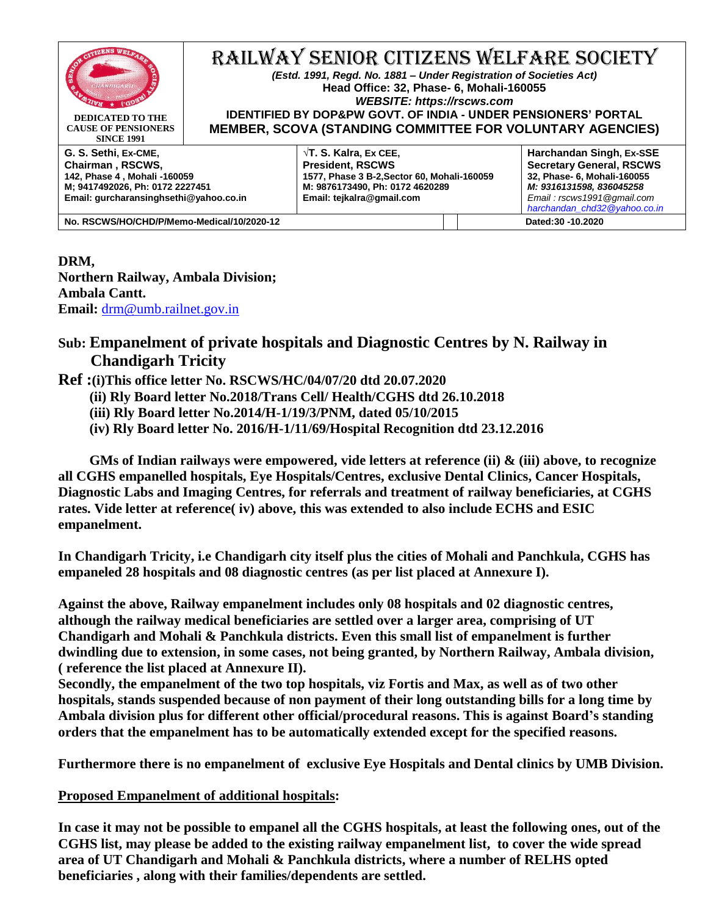# RAILWAY SENIOR CITIZENS WELFARE SOCIETY

DEDICATED TO THE CAUSE OF PENSIONERS SINCE 1991

***(Estd. 1991, Regd. No. 1881 – Under Registration of Societies Act)***
**Head Office: 32, Phase- 6, Mohali-160055**
***WEBSITE: https://rscws.com***
**IDENTIFIED BY DOP&PW GOVT. OF INDIA - UNDER PENSIONERS' PORTAL**
**MEMBER, SCOVA (STANDING COMMITTEE FOR VOLUNTARY AGENCIES)**

| G. S. Sethi, Ex-CME, Chairman , RSCWS, 142, Phase 4 , Mohali -160059 M; 9417492026, Ph: 0172 2227451 Email: gurcharansinghsethi@yahoo.co.in | √T. S. Kalra, Ex CEE, President, RSCWS 1577, Phase 3 B-2,Sector 60, Mohali-160059 M: 9876173490, Ph: 0172 4620289 Email: tejkalra@gmail.com | Harchandan Singh, Ex-SSE Secretary General, RSCWS 32, Phase- 6, Mohali-160055 M: 9316131598, 836045258 Email : rscws1991@gmail.com harchandan_chd32@yahoo.co.in |
|---|---|---|
| No. RSCWS/HO/CHD/P/Memo-Medical/10/2020-12 | | Dated:30 -10.2020 |

**DRM,**
**Northern Railway, Ambala Division;**
**Ambala Cantt.**
**Email:** drm@umb.railnet.gov.in

**Sub: Empanelment of private hospitals and Diagnostic Centres by N. Railway in Chandigarh Tricity**

**Ref :(i)This office letter No. RSCWS/HC/04/07/20 dtd 20.07.2020**
**(ii) Rly Board letter No.2018/Trans Cell/ Health/CGHS dtd 26.10.2018**
**(iii) Rly Board letter No.2014/H-1/19/3/PNM, dated 05/10/2015**
**(iv) Rly Board letter No. 2016/H-1/11/69/Hospital Recognition dtd 23.12.2016**

**GMs of Indian railways were empowered, vide letters at reference (ii) & (iii) above, to recognize all CGHS empanelled hospitals, Eye Hospitals/Centres, exclusive Dental Clinics, Cancer Hospitals, Diagnostic Labs and Imaging Centres, for referrals and treatment of railway beneficiaries, at CGHS rates. Vide letter at reference( iv) above, this was extended to also include ECHS and ESIC empanelment.**

**In Chandigarh Tricity, i.e Chandigarh city itself plus the cities of Mohali and Panchkula, CGHS has empaneled 28 hospitals and 08 diagnostic centres (as per list placed at Annexure I).**

**Against the above, Railway empanelment includes only 08 hospitals and 02 diagnostic centres, although the railway medical beneficiaries are settled over a larger area, comprising of UT Chandigarh and Mohali & Panchkula districts. Even this small list of empanelment is further dwindling due to extension, in some cases, not being granted, by Northern Railway, Ambala division, ( reference the list placed at Annexure II).**
**Secondly, the empanelment of the two top hospitals, viz Fortis and Max, as well as of two other hospitals, stands suspended because of non payment of their long outstanding bills for a long time by Ambala division plus for different other official/procedural reasons. This is against Board's standing orders that the empanelment has to be automatically extended except for the specified reasons.**

**Furthermore there is no empanelment of exclusive Eye Hospitals and Dental clinics by UMB Division.**

**<u>Proposed Empanelment of additional hospitals</u>:**

**In case it may not be possible to empanel all the CGHS hospitals, at least the following ones, out of the CGHS list, may please be added to the existing railway empanelment list, to cover the wide spread area of UT Chandigarh and Mohali & Panchkula districts, where a number of RELHS opted beneficiaries , along with their families/dependents are settled.**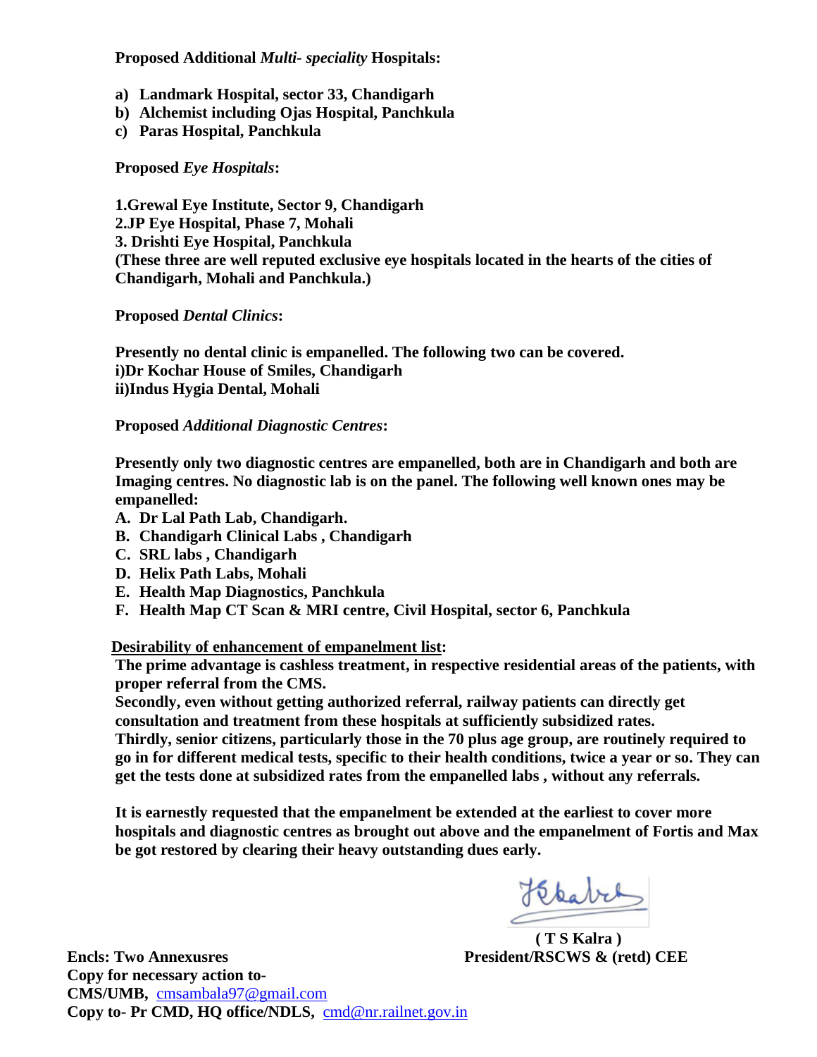**Proposed Additional *Multi- speciality* Hospitals:**

a) **Landmark Hospital, sector 33, Chandigarh**
b) **Alchemist including Ojas Hospital, Panchkula**
c) **Paras Hospital, Panchkula**

**Proposed *Eye Hospitals*:**

**1.Grewal Eye Institute, Sector 9, Chandigarh**
**2.JP Eye Hospital, Phase 7, Mohali**
**3. Drishti Eye Hospital, Panchkula**
**(These three are well reputed exclusive eye hospitals located in the hearts of the cities of Chandigarh, Mohali and Panchkula.)**

**Proposed *Dental Clinics*:**

**Presently no dental clinic is empanelled. The following two can be covered.**
**i)Dr Kochar House of Smiles, Chandigarh**
**ii)Indus Hygia Dental, Mohali**

**Proposed *Additional Diagnostic Centres*:**

**Presently only two diagnostic centres are empanelled, both are in Chandigarh and both are Imaging centres. No diagnostic lab is on the panel. The following well known ones may be empanelled:**

A. **Dr Lal Path Lab, Chandigarh.**
B. **Chandigarh Clinical Labs , Chandigarh**
C. **SRL labs , Chandigarh**
D. **Helix Path Labs, Mohali**
E. **Health Map Diagnostics, Panchkula**
F. **Health Map CT Scan & MRI centre, Civil Hospital, sector 6, Panchkula**

**<u>Desirability of enhancement of empanelment list</u>:**
**The prime advantage is cashless treatment, in respective residential areas of the patients, with proper referral from the CMS.**
**Secondly, even without getting authorized referral, railway patients can directly get consultation and treatment from these hospitals at sufficiently subsidized rates.**
**Thirdly, senior citizens, particularly those in the 70 plus age group, are routinely required to go in for different medical tests, specific to their health conditions, twice a year or so. They can get the tests done at subsidized rates from the empanelled labs , without any referrals.**

**It is earnestly requested that the empanelment be extended at the earliest to cover more hospitals and diagnostic centres as brought out above and the empanelment of Fortis and Max be got restored by clearing their heavy outstanding dues early.**

**( T S Kalra )**
**President/RSCWS & (retd) CEE**

**Encls: Two Annexusres**
**Copy for necessary action to-**
**CMS/UMB,** cmsambala97@gmail.com
**Copy to- Pr CMD, HQ office/NDLS,** cmd@nr.railnet.gov.in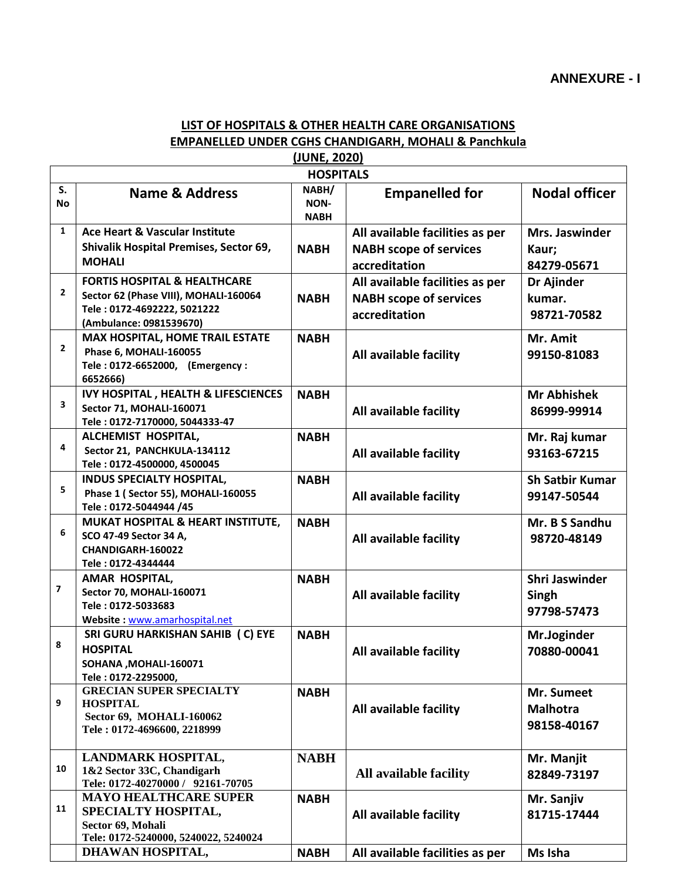**ANNEXURE - I**

## LIST OF HOSPITALS & OTHER HEALTH CARE ORGANISATIONS EMPANELLED UNDER CGHS CHANDIGARH, MOHALI & Panchkula (JUNE, 2020)

| HOSPITALS | | | | |
|---|---|---|---|---|
| **S. No** | **Name & Address** | **NABH/ NON-NABH** | **Empanelled for** | **Nodal officer** |
| 1 | **Ace Heart & Vascular Institute**<br>Shivalik Hospital Premises, Sector 69, MOHALI | NABH | All available facilities as per NABH scope of services accreditation | Mrs. Jaswinder Kaur; 84279-05671 |
| 2 | **FORTIS HOSPITAL & HEALTHCARE**<br>Sector 62 (Phase VIII), MOHALI-160064<br>Tele : 0172-4692222, 5021222<br>(Ambulance: 0981539670) | NABH | All available facilities as per NABH scope of services accreditation | Dr Ajinder kumar. 98721-70582 |
| 2 | **MAX HOSPITAL, HOME TRAIL ESTATE**<br>Phase 6, MOHALI-160055<br>Tele : 0172-6652000, (Emergency : 6652666) | NABH | All available facility | Mr. Amit 99150-81083 |
| 3 | **IVY HOSPITAL , HEALTH & LIFESCIENCES**<br>Sector 71, MOHALI-160071<br>Tele : 0172-7170000, 5044333-47 | NABH | All available facility | Mr Abhishek 86999-99914 |
| 4 | **ALCHEMIST HOSPITAL,**<br>Sector 21, PANCHKULA-134112<br>Tele : 0172-4500000, 4500045 | NABH | All available facility | Mr. Raj kumar 93163-67215 |
| 5 | **INDUS SPECIALTY HOSPITAL,**<br>Phase 1 ( Sector 55), MOHALI-160055<br>Tele : 0172-5044944 /45 | NABH | All available facility | Sh Satbir Kumar 99147-50544 |
| 6 | **MUKAT HOSPITAL & HEART INSTITUTE,**<br>SCO 47-49 Sector 34 A, CHANDIGARH-160022<br>Tele : 0172-4344444 | NABH | All available facility | Mr. B S Sandhu 98720-48149 |
| 7 | **AMAR HOSPITAL,**<br>Sector 70, MOHALI-160071<br>Tele : 0172-5033683<br>Website : www.amarhospital.net | NABH | All available facility | Shri Jaswinder Singh 97798-57473 |
| 8 | **SRI GURU HARKISHAN SAHIB ( C) EYE HOSPITAL**<br>SOHANA ,MOHALI-160071<br>Tele : 0172-2295000, | NABH | All available facility | Mr.Joginder 70880-00041 |
| 9 | **GRECIAN SUPER SPECIALTY HOSPITAL**<br>Sector 69, MOHALI-160062<br>Tele : 0172-4696600, 2218999 | NABH | All available facility | Mr. Sumeet Malhotra 98158-40167 |
| 10 | **LANDMARK HOSPITAL,**<br>1&2 Sector 33C, Chandigarh<br>Tele: 0172-40270000 / 92161-70705 | NABH | All available facility | Mr. Manjit 82849-73197 |
| 11 | **MAYO HEALTHCARE SUPER SPECIALTY HOSPITAL,**<br>Sector 69, Mohali<br>Tele: 0172-5240000, 5240022, 5240024 | NABH | All available facility | Mr. Sanjiv 81715-17444 |
| | **DHAWAN HOSPITAL,** | NABH | All available facilities as per | Ms Isha |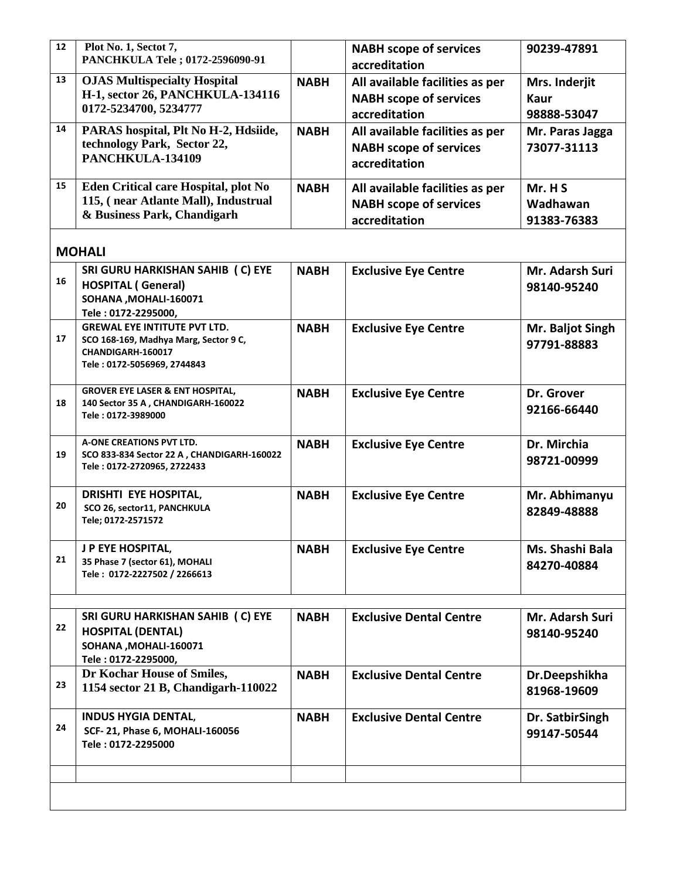| 12 | Plot No. 1, Sectot 7, PANCHKULA Tele ; 0172-2596090-91 | | NABH scope of services accreditation | 90239-47891 |
|---|---|---|---|---|
| 13 | **OJAS Multispecialty Hospital** H-1, sector 26, PANCHKULA-134116 0172-5234700, 5234777 | NABH | All available facilities as per NABH scope of services accreditation | Mrs. Inderjit Kaur 98888-53047 |
| 14 | PARAS hospital, Plt No H-2, Hdsiide, technology Park, Sector 22, PANCHKULA-134109 | NABH | All available facilities as per NABH scope of services accreditation | Mr. Paras Jagga 73077-31113 |
| 15 | Eden Critical care Hospital, plot No 115, ( near Atlante Mall), Industrual & Business Park, Chandigarh | NABH | All available facilities as per NABH scope of services accreditation | Mr. H S Wadhawan 91383-76383 |

## MOHALI

| 16 | SRI GURU HARKISHAN SAHIB ( C) EYE HOSPITAL ( General) SOHANA ,MOHALI-160071 Tele : 0172-2295000, | NABH | Exclusive Eye Centre | Mr. Adarsh Suri 98140-95240 |
|---|---|---|---|---|
| 17 | GREWAL EYE INTITUTE PVT LTD. SCO 168-169, Madhya Marg, Sector 9 C, CHANDIGARH-160017 Tele : 0172-5056969, 2744843 | NABH | Exclusive Eye Centre | Mr. Baljot Singh 97791-88883 |
| 18 | GROVER EYE LASER & ENT HOSPITAL, 140 Sector 35 A , CHANDIGARH-160022 Tele : 0172-3989000 | NABH | Exclusive Eye Centre | Dr. Grover 92166-66440 |
| 19 | A-ONE CREATIONS PVT LTD. SCO 833-834 Sector 22 A , CHANDIGARH-160022 Tele : 0172-2720965, 2722433 | NABH | Exclusive Eye Centre | Dr. Mirchia 98721-00999 |
| 20 | DRISHTI EYE HOSPITAL, SCO 26, sector11, PANCHKULA Tele; 0172-2571572 | NABH | Exclusive Eye Centre | Mr. Abhimanyu 82849-48888 |
| 21 | J P EYE HOSPITAL, 35 Phase 7 (sector 61), MOHALI Tele : 0172-2227502 / 2266613 | NABH | Exclusive Eye Centre | Ms. Shashi Bala 84270-40884 |
| | | | | |
| 22 | SRI GURU HARKISHAN SAHIB ( C) EYE HOSPITAL (DENTAL) SOHANA ,MOHALI-160071 Tele : 0172-2295000, | NABH | Exclusive Dental Centre | Mr. Adarsh Suri 98140-95240 |
| 23 | Dr Kochar House of Smiles, 1154 sector 21 B, Chandigarh-110022 | NABH | Exclusive Dental Centre | Dr.Deepshikha 81968-19609 |
| 24 | INDUS HYGIA DENTAL, SCF- 21, Phase 6, MOHALI-160056 Tele : 0172-2295000 | NABH | Exclusive Dental Centre | Dr. SatbirSingh 99147-50544 |
| | | | | |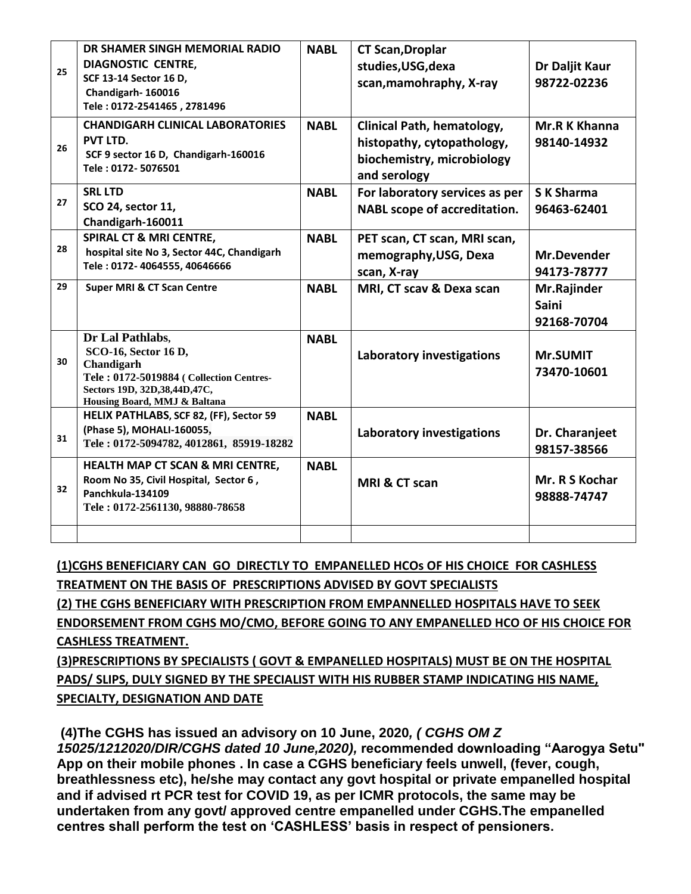| | | | | |
|---|---|---|---|---|
| 25 | **DR SHAMER SINGH MEMORIAL RADIO DIAGNOSTIC CENTRE,** SCF 13-14 Sector 16 D, Chandigarh- 160016 Tele : 0172-2541465 , 2781496 | **NABL** | **CT Scan,Droplar studies,USG,dexa scan,mamohraphy, X-ray** | **Dr Daljit Kaur 98722-02236** |
| 26 | **CHANDIGARH CLINICAL LABORATORIES PVT LTD.** SCF 9 sector 16 D, Chandigarh-160016 Tele : 0172- 5076501 | **NABL** | **Clinical Path, hematology, histopathy, cytopathology, biochemistry, microbiology and serology** | **Mr.R K Khanna 98140-14932** |
| 27 | **SRL LTD** SCO 24, sector 11, Chandigarh-160011 | **NABL** | **For laboratory services as per NABL scope of accreditation.** | **S K Sharma 96463-62401** |
| 28 | **SPIRAL CT & MRI CENTRE,** hospital site No 3, Sector 44C, Chandigarh Tele : 0172- 4064555, 40646666 | **NABL** | **PET scan, CT scan, MRI scan, memography,USG, Dexa scan, X-ray** | **Mr.Devender 94173-78777** |
| 29 | **Super MRI & CT Scan Centre** | **NABL** | **MRI, CT scav & Dexa scan** | **Mr.Rajinder Saini 92168-70704** |
| 30 | **Dr Lal Pathlabs,** SCO-16, Sector 16 D, Chandigarh Tele : 0172-5019884 ( Collection Centres- Sectors 19D, 32D,38,44D,47C, Housing Board, MMJ & Baltana | **NABL** | **Laboratory investigations** | **Mr.SUMIT 73470-10601** |
| 31 | **HELIX PATHLABS**, SCF 82, (FF), Sector 59 (Phase 5), MOHALI-160055, Tele : 0172-5094782, 4012861, 85919-18282 | **NABL** | **Laboratory investigations** | **Dr. Charanjeet 98157-38566** |
| 32 | **HEALTH MAP CT SCAN & MRI CENTRE,** Room No 35, Civil Hospital, Sector 6 , Panchkula-134109 Tele : 0172-2561130, 98880-78658 | **NABL** | **MRI & CT scan** | **Mr. R S Kochar 98888-74747** |
| | | | | |

**(1)CGHS BENEFICIARY CAN GO DIRECTLY TO EMPANELLED HCOs OF HIS CHOICE FOR CASHLESS TREATMENT ON THE BASIS OF PRESCRIPTIONS ADVISED BY GOVT SPECIALISTS**

**(2) THE CGHS BENEFICIARY WITH PRESCRIPTION FROM EMPANNELLED HOSPITALS HAVE TO SEEK ENDORSEMENT FROM CGHS MO/CMO, BEFORE GOING TO ANY EMPANELLED HCO OF HIS CHOICE FOR CASHLESS TREATMENT.**

**(3)PRESCRIPTIONS BY SPECIALISTS ( GOVT & EMPANELLED HOSPITALS) MUST BE ON THE HOSPITAL PADS/ SLIPS, DULY SIGNED BY THE SPECIALIST WITH HIS RUBBER STAMP INDICATING HIS NAME, SPECIALTY, DESIGNATION AND DATE**

**(4)The CGHS has issued an advisory on 10 June, 2020, *( CGHS OM Z 15025/1212020/DIR/CGHS dated 10 June,2020)*, recommended downloading "Aarogya Setu" App on their mobile phones . In case a CGHS beneficiary feels unwell, (fever, cough, breathlessness etc), he/she may contact any govt hospital or private empanelled hospital and if advised rt PCR test for COVID 19, as per ICMR protocols, the same may be undertaken from any govt/ approved centre empanelled under CGHS.The empanelled centres shall perform the test on 'CASHLESS' basis in respect of pensioners.**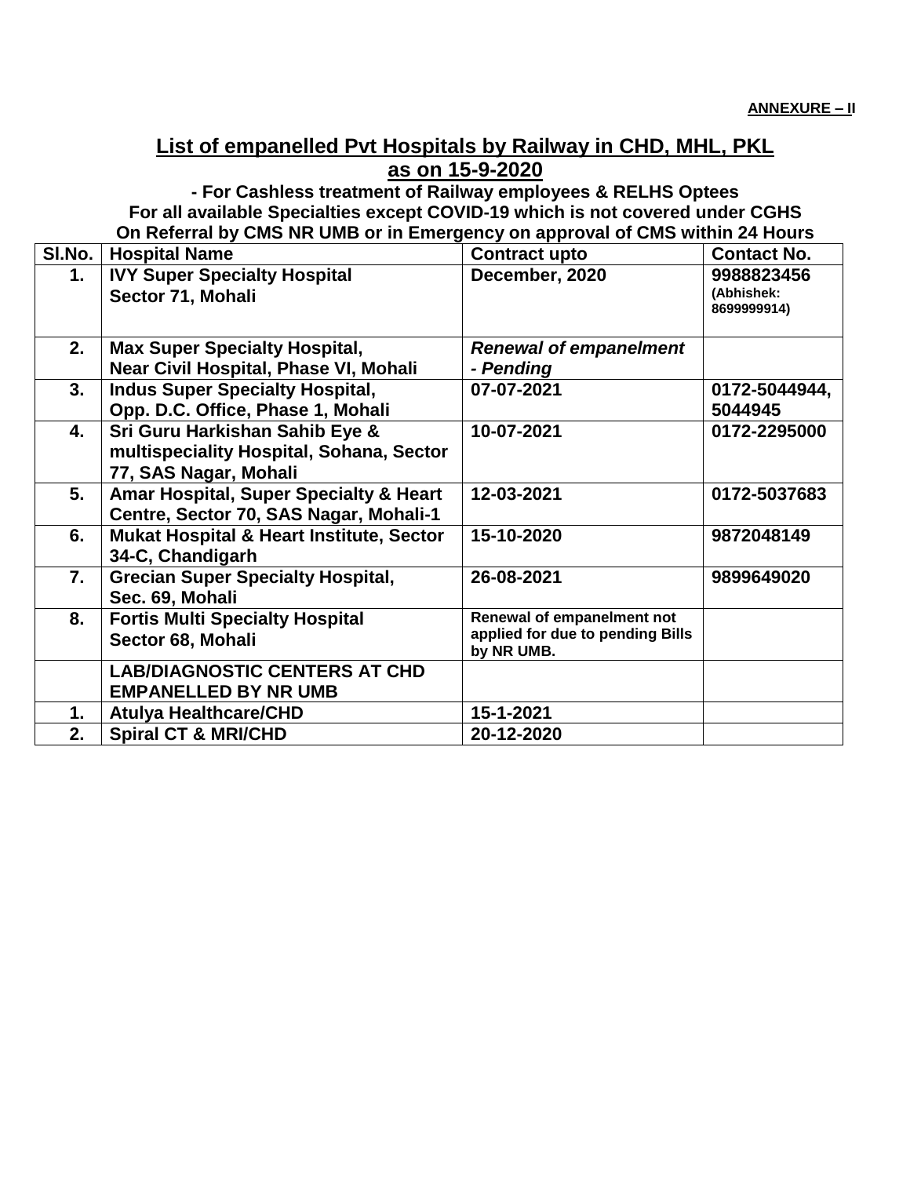**ANNEXURE – II**

## List of empanelled Pvt Hospitals by Railway in CHD, MHL, PKL as on 15-9-2020

**- For Cashless treatment of Railway employees & RELHS Optees**
**For all available Specialties except COVID-19 which is not covered under CGHS**
**On Referral by CMS NR UMB or in Emergency on approval of CMS within 24 Hours**

| Sl.No. | Hospital Name | Contract upto | Contact No. |
|---|---|---|---|
| 1. | IVY Super Specialty Hospital Sector 71, Mohali | December, 2020 | 9988823456 (Abhishek: 8699999914) |
| 2. | Max Super Specialty Hospital, Near Civil Hospital, Phase VI, Mohali | *Renewal of empanelment - Pending* | |
| 3. | Indus Super Specialty Hospital, Opp. D.C. Office, Phase 1, Mohali | 07-07-2021 | 0172-5044944, 5044945 |
| 4. | Sri Guru Harkishan Sahib Eye & multispeciality Hospital, Sohana, Sector 77, SAS Nagar, Mohali | 10-07-2021 | 0172-2295000 |
| 5. | Amar Hospital, Super Specialty & Heart Centre, Sector 70, SAS Nagar, Mohali-1 | 12-03-2021 | 0172-5037683 |
| 6. | Mukat Hospital & Heart Institute, Sector 34-C, Chandigarh | 15-10-2020 | 9872048149 |
| 7. | Grecian Super Specialty Hospital, Sec. 69, Mohali | 26-08-2021 | 9899649020 |
| 8. | Fortis Multi Specialty Hospital Sector 68, Mohali | Renewal of empanelment not applied for due to pending Bills by NR UMB. | |
| | LAB/DIAGNOSTIC CENTERS AT CHD EMPANELLED BY NR UMB | | |
| 1. | Atulya Healthcare/CHD | 15-1-2021 | |
| 2. | Spiral CT & MRI/CHD | 20-12-2020 | |